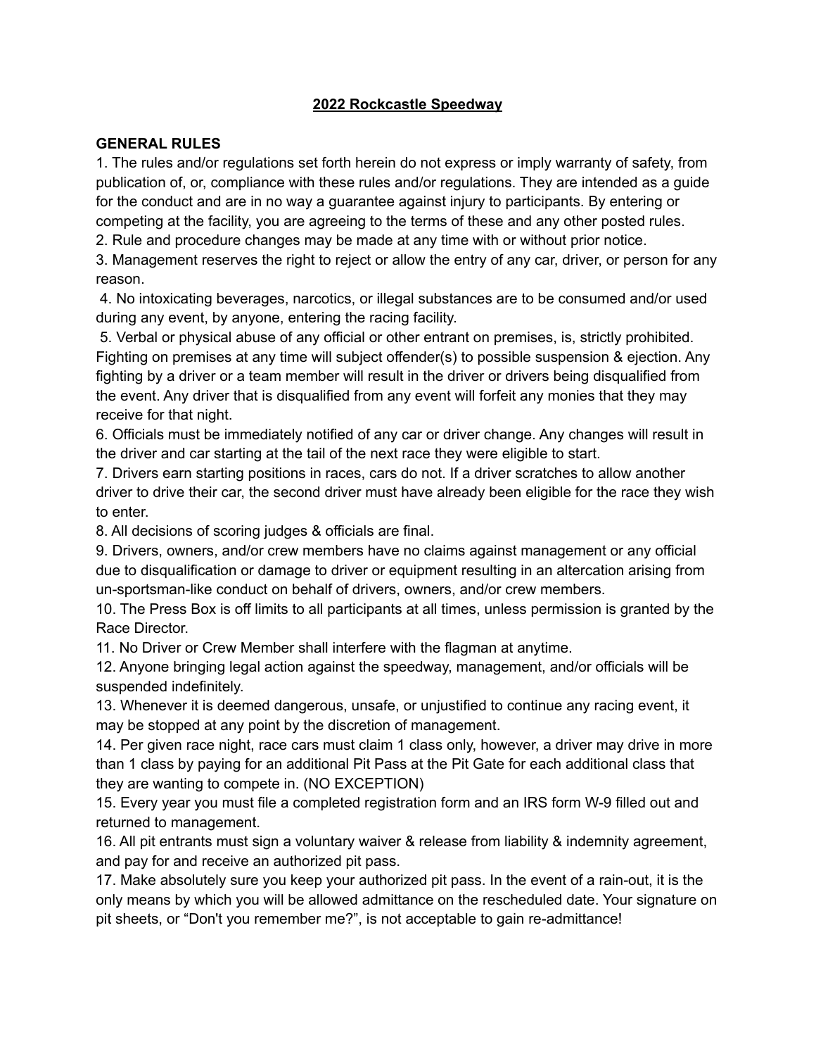# 2022 Rockcastle Speedway

## GENERAL RULES

1. The rules and/or regulations set forth herein do not express or imply warranty of safety, from publication of, or, compliance with these rules and/or regulations. They are intended as a guide for the conduct and are in no way a guarantee against injury to participants. By entering or competing at the facility, you are agreeing to the terms of these and any other posted rules.
2. Rule and procedure changes may be made at any time with or without prior notice.
3. Management reserves the right to reject or allow the entry of any car, driver, or person for any reason.
4. No intoxicating beverages, narcotics, or illegal substances are to be consumed and/or used during any event, by anyone, entering the racing facility.
5. Verbal or physical abuse of any official or other entrant on premises, is, strictly prohibited. Fighting on premises at any time will subject offender(s) to possible suspension & ejection. Any fighting by a driver or a team member will result in the driver or drivers being disqualified from the event. Any driver that is disqualified from any event will forfeit any monies that they may receive for that night.
6. Officials must be immediately notified of any car or driver change. Any changes will result in the driver and car starting at the tail of the next race they were eligible to start.
7. Drivers earn starting positions in races, cars do not. If a driver scratches to allow another driver to drive their car, the second driver must have already been eligible for the race they wish to enter.
8. All decisions of scoring judges & officials are final.
9. Drivers, owners, and/or crew members have no claims against management or any official due to disqualification or damage to driver or equipment resulting in an altercation arising from un-sportsman-like conduct on behalf of drivers, owners, and/or crew members.
10. The Press Box is off limits to all participants at all times, unless permission is granted by the Race Director.
11. No Driver or Crew Member shall interfere with the flagman at anytime.
12. Anyone bringing legal action against the speedway, management, and/or officials will be suspended indefinitely.
13. Whenever it is deemed dangerous, unsafe, or unjustified to continue any racing event, it may be stopped at any point by the discretion of management.
14. Per given race night, race cars must claim 1 class only, however, a driver may drive in more than 1 class by paying for an additional Pit Pass at the Pit Gate for each additional class that they are wanting to compete in. (NO EXCEPTION)
15. Every year you must file a completed registration form and an IRS form W-9 filled out and returned to management.
16. All pit entrants must sign a voluntary waiver & release from liability & indemnity agreement, and pay for and receive an authorized pit pass.
17. Make absolutely sure you keep your authorized pit pass. In the event of a rain-out, it is the only means by which you will be allowed admittance on the rescheduled date. Your signature on pit sheets, or "Don't you remember me?", is not acceptable to gain re-admittance!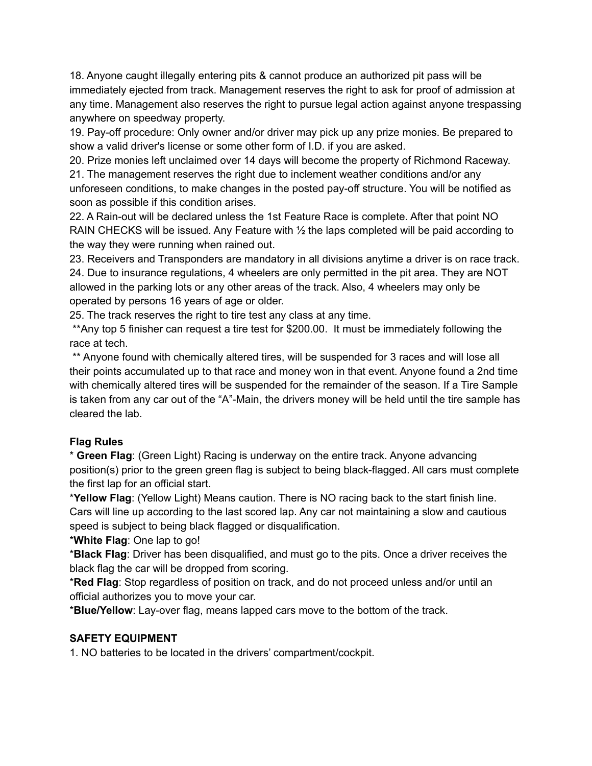18. Anyone caught illegally entering pits & cannot produce an authorized pit pass will be immediately ejected from track. Management reserves the right to ask for proof of admission at any time. Management also reserves the right to pursue legal action against anyone trespassing anywhere on speedway property.
19. Pay-off procedure: Only owner and/or driver may pick up any prize monies. Be prepared to show a valid driver's license or some other form of I.D. if you are asked.
20. Prize monies left unclaimed over 14 days will become the property of Richmond Raceway.
21. The management reserves the right due to inclement weather conditions and/or any unforeseen conditions, to make changes in the posted pay-off structure. You will be notified as soon as possible if this condition arises.
22. A Rain-out will be declared unless the 1st Feature Race is complete. After that point NO RAIN CHECKS will be issued. Any Feature with ½ the laps completed will be paid according to the way they were running when rained out.
23. Receivers and Transponders are mandatory in all divisions anytime a driver is on race track.
24. Due to insurance regulations, 4 wheelers are only permitted in the pit area. They are NOT allowed in the parking lots or any other areas of the track. Also, 4 wheelers may only be operated by persons 16 years of age or older.
25. The track reserves the right to tire test any class at any time.

**Any top 5 finisher can request a tire test for $200.00. It must be immediately following the race at tech.

** Anyone found with chemically altered tires, will be suspended for 3 races and will lose all their points accumulated up to that race and money won in that event. Anyone found a 2nd time with chemically altered tires will be suspended for the remainder of the season. If a Tire Sample is taken from any car out of the "A"-Main, the drivers money will be held until the tire sample has cleared the lab.

**Flag Rules**

* **Green Flag**: (Green Light) Racing is underway on the entire track. Anyone advancing position(s) prior to the green green flag is subject to being black-flagged. All cars must complete the first lap for an official start.

*​**Yellow Flag**: (Yellow Light) Means caution. There is NO racing back to the start finish line. Cars will line up according to the last scored lap. Any car not maintaining a slow and cautious speed is subject to being black flagged or disqualification.

*​**White Flag**: One lap to go!

*​**Black Flag**: Driver has been disqualified, and must go to the pits. Once a driver receives the black flag the car will be dropped from scoring.

*​**Red Flag**: Stop regardless of position on track, and do not proceed unless and/or until an official authorizes you to move your car.

*​**Blue/Yellow**: Lay-over flag, means lapped cars move to the bottom of the track.

**SAFETY EQUIPMENT**

1. NO batteries to be located in the drivers' compartment/cockpit.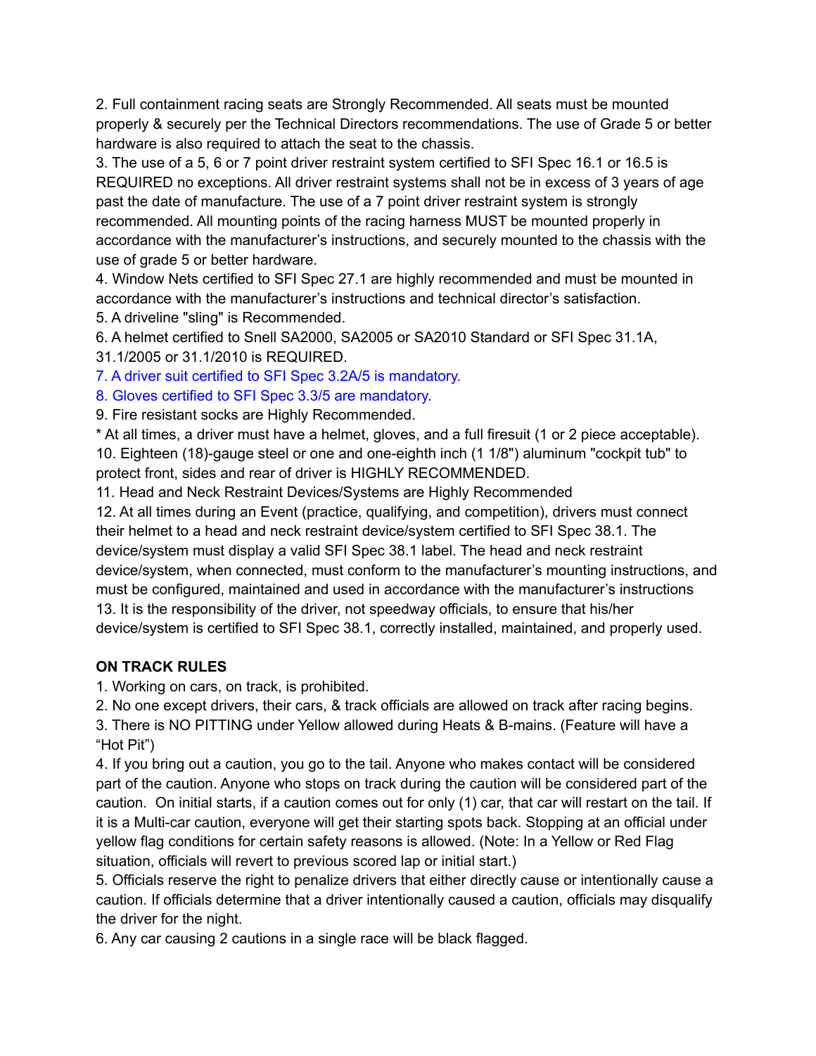2. Full containment racing seats are Strongly Recommended. All seats must be mounted properly & securely per the Technical Directors recommendations. The use of Grade 5 or better hardware is also required to attach the seat to the chassis.

3. The use of a 5, 6 or 7 point driver restraint system certified to SFI Spec 16.1 or 16.5 is REQUIRED no exceptions. All driver restraint systems shall not be in excess of 3 years of age past the date of manufacture. The use of a 7 point driver restraint system is strongly recommended. All mounting points of the racing harness MUST be mounted properly in accordance with the manufacturer's instructions, and securely mounted to the chassis with the use of grade 5 or better hardware.

4. Window Nets certified to SFI Spec 27.1 are highly recommended and must be mounted in accordance with the manufacturer's instructions and technical director's satisfaction.

5. A driveline "sling" is Recommended.

6. A helmet certified to Snell SA2000, SA2005 or SA2010 Standard or SFI Spec 31.1A, 31.1/2005 or 31.1/2010 is REQUIRED.

7. A driver suit certified to SFI Spec 3.2A/5 is mandatory.

8. Gloves certified to SFI Spec 3.3/5 are mandatory.

9. Fire resistant socks are Highly Recommended.

* At all times, a driver must have a helmet, gloves, and a full firesuit (1 or 2 piece acceptable).

10. Eighteen (18)-gauge steel or one and one-eighth inch (1 1/8") aluminum "cockpit tub" to protect front, sides and rear of driver is HIGHLY RECOMMENDED.

11. Head and Neck Restraint Devices/Systems are Highly Recommended

12. At all times during an Event (practice, qualifying, and competition), drivers must connect their helmet to a head and neck restraint device/system certified to SFI Spec 38.1. The device/system must display a valid SFI Spec 38.1 label. The head and neck restraint device/system, when connected, must conform to the manufacturer's mounting instructions, and must be configured, maintained and used in accordance with the manufacturer's instructions

13. It is the responsibility of the driver, not speedway officials, to ensure that his/her device/system is certified to SFI Spec 38.1, correctly installed, maintained, and properly used.

**ON TRACK RULES**

1. Working on cars, on track, is prohibited.

2. No one except drivers, their cars, & track officials are allowed on track after racing begins.

3. There is NO PITTING under Yellow allowed during Heats & B-mains. (Feature will have a "Hot Pit")

4. If you bring out a caution, you go to the tail. Anyone who makes contact will be considered part of the caution. Anyone who stops on track during the caution will be considered part of the caution. On initial starts, if a caution comes out for only (1) car, that car will restart on the tail. If it is a Multi-car caution, everyone will get their starting spots back. Stopping at an official under yellow flag conditions for certain safety reasons is allowed. (Note: In a Yellow or Red Flag situation, officials will revert to previous scored lap or initial start.)

5. Officials reserve the right to penalize drivers that either directly cause or intentionally cause a caution. If officials determine that a driver intentionally caused a caution, officials may disqualify the driver for the night.

6. Any car causing 2 cautions in a single race will be black flagged.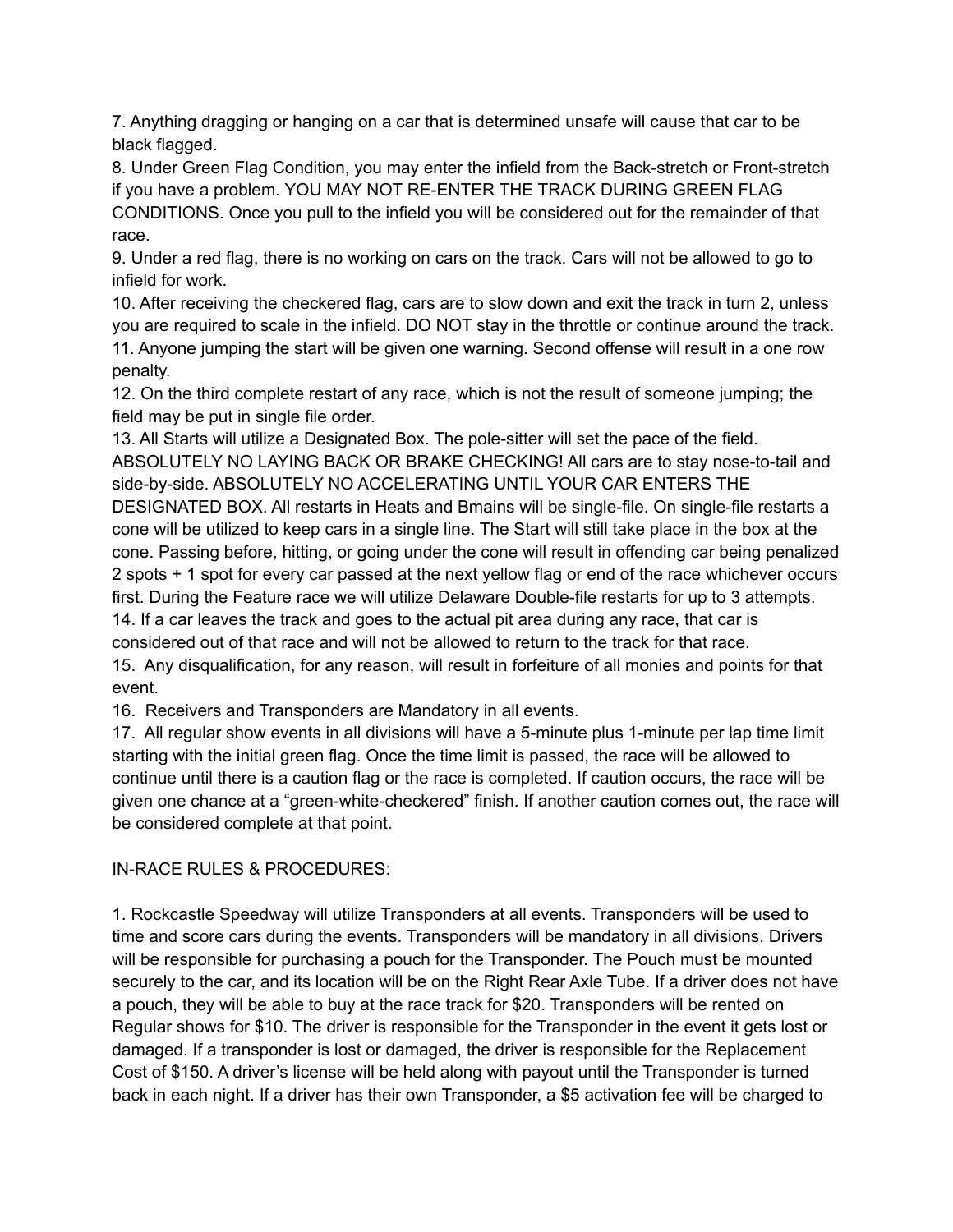7. Anything dragging or hanging on a car that is determined unsafe will cause that car to be black flagged.
8. Under Green Flag Condition, you may enter the infield from the Back-stretch or Front-stretch if you have a problem. YOU MAY NOT RE-ENTER THE TRACK DURING GREEN FLAG CONDITIONS. Once you pull to the infield you will be considered out for the remainder of that race.
9. Under a red flag, there is no working on cars on the track. Cars will not be allowed to go to infield for work.
10. After receiving the checkered flag, cars are to slow down and exit the track in turn 2, unless you are required to scale in the infield. DO NOT stay in the throttle or continue around the track.
11. Anyone jumping the start will be given one warning. Second offense will result in a one row penalty.
12. On the third complete restart of any race, which is not the result of someone jumping; the field may be put in single file order.
13. All Starts will utilize a Designated Box. The pole-sitter will set the pace of the field. ABSOLUTELY NO LAYING BACK OR BRAKE CHECKING! All cars are to stay nose-to-tail and side-by-side. ABSOLUTELY NO ACCELERATING UNTIL YOUR CAR ENTERS THE DESIGNATED BOX. All restarts in Heats and Bmains will be single-file. On single-file restarts a cone will be utilized to keep cars in a single line. The Start will still take place in the box at the cone. Passing before, hitting, or going under the cone will result in offending car being penalized 2 spots + 1 spot for every car passed at the next yellow flag or end of the race whichever occurs first. During the Feature race we will utilize Delaware Double-file restarts for up to 3 attempts.
14. If a car leaves the track and goes to the actual pit area during any race, that car is considered out of that race and will not be allowed to return to the track for that race.
15. Any disqualification, for any reason, will result in forfeiture of all monies and points for that event.
16. Receivers and Transponders are Mandatory in all events.
17. All regular show events in all divisions will have a 5-minute plus 1-minute per lap time limit starting with the initial green flag. Once the time limit is passed, the race will be allowed to continue until there is a caution flag or the race is completed. If caution occurs, the race will be given one chance at a “green-white-checkered” finish. If another caution comes out, the race will be considered complete at that point.

IN-RACE RULES & PROCEDURES:

1. Rockcastle Speedway will utilize Transponders at all events. Transponders will be used to time and score cars during the events. Transponders will be mandatory in all divisions. Drivers will be responsible for purchasing a pouch for the Transponder. The Pouch must be mounted securely to the car, and its location will be on the Right Rear Axle Tube. If a driver does not have a pouch, they will be able to buy at the race track for $20. Transponders will be rented on Regular shows for $10. The driver is responsible for the Transponder in the event it gets lost or damaged. If a transponder is lost or damaged, the driver is responsible for the Replacement Cost of $150. A driver’s license will be held along with payout until the Transponder is turned back in each night. If a driver has their own Transponder, a $5 activation fee will be charged to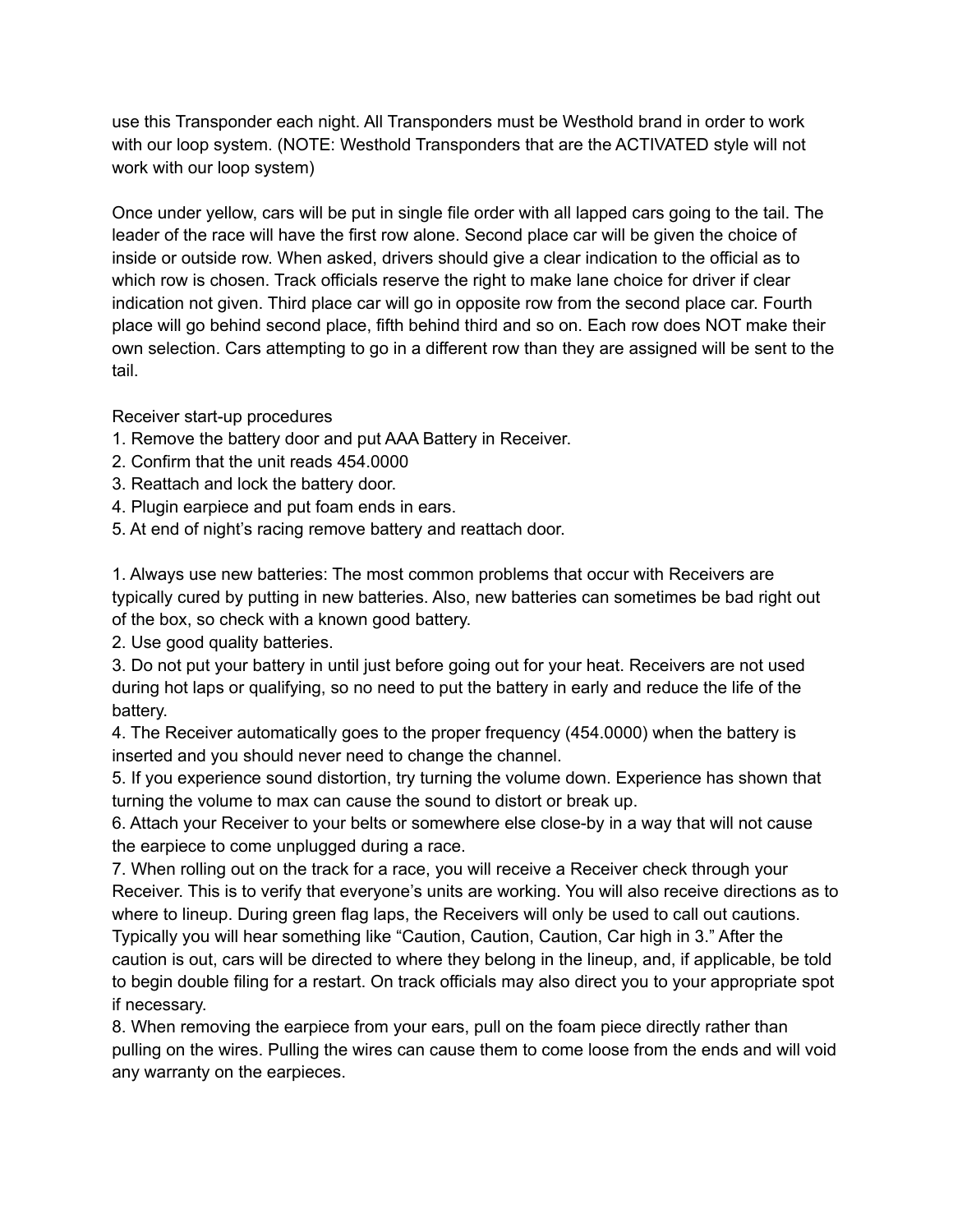use this Transponder each night. All Transponders must be Westhold brand in order to work with our loop system. (NOTE: Westhold Transponders that are the ACTIVATED style will not work with our loop system)

Once under yellow, cars will be put in single file order with all lapped cars going to the tail. The leader of the race will have the first row alone. Second place car will be given the choice of inside or outside row. When asked, drivers should give a clear indication to the official as to which row is chosen. Track officials reserve the right to make lane choice for driver if clear indication not given. Third place car will go in opposite row from the second place car. Fourth place will go behind second place, fifth behind third and so on. Each row does NOT make their own selection. Cars attempting to go in a different row than they are assigned will be sent to the tail.

Receiver start-up procedures

1. Remove the battery door and put AAA Battery in Receiver.
2. Confirm that the unit reads 454.0000
3. Reattach and lock the battery door.
4. Plugin earpiece and put foam ends in ears.
5. At end of night's racing remove battery and reattach door.

1. Always use new batteries: The most common problems that occur with Receivers are typically cured by putting in new batteries. Also, new batteries can sometimes be bad right out of the box, so check with a known good battery.
2. Use good quality batteries.
3. Do not put your battery in until just before going out for your heat. Receivers are not used during hot laps or qualifying, so no need to put the battery in early and reduce the life of the battery.
4. The Receiver automatically goes to the proper frequency (454.0000) when the battery is inserted and you should never need to change the channel.
5. If you experience sound distortion, try turning the volume down. Experience has shown that turning the volume to max can cause the sound to distort or break up.
6. Attach your Receiver to your belts or somewhere else close-by in a way that will not cause the earpiece to come unplugged during a race.
7. When rolling out on the track for a race, you will receive a Receiver check through your Receiver. This is to verify that everyone's units are working. You will also receive directions as to where to lineup. During green flag laps, the Receivers will only be used to call out cautions. Typically you will hear something like "Caution, Caution, Caution, Car high in 3." After the caution is out, cars will be directed to where they belong in the lineup, and, if applicable, be told to begin double filing for a restart. On track officials may also direct you to your appropriate spot if necessary.
8. When removing the earpiece from your ears, pull on the foam piece directly rather than pulling on the wires. Pulling the wires can cause them to come loose from the ends and will void any warranty on the earpieces.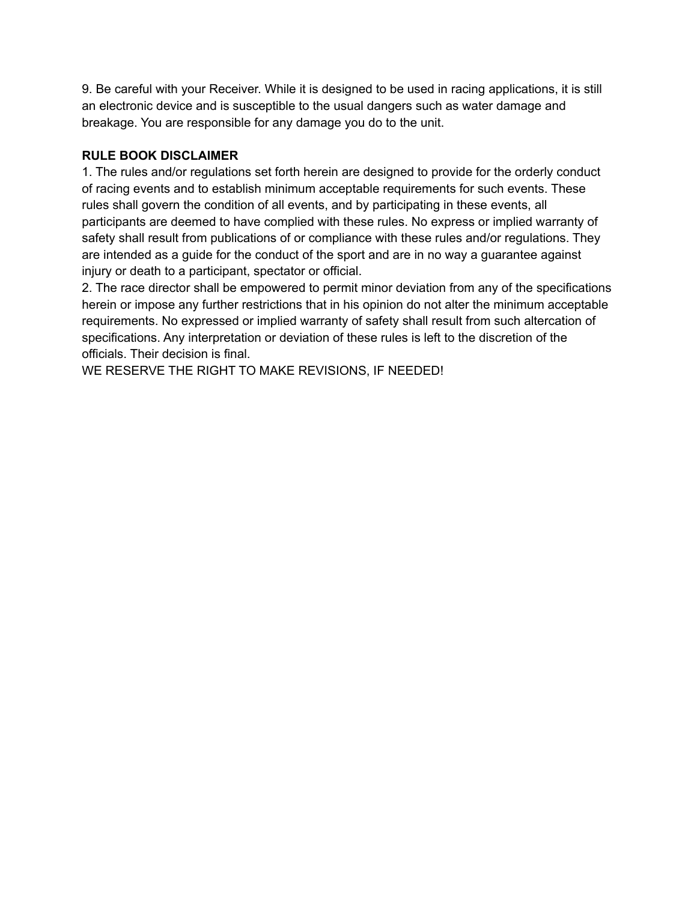9. Be careful with your Receiver. While it is designed to be used in racing applications, it is still an electronic device and is susceptible to the usual dangers such as water damage and breakage. You are responsible for any damage you do to the unit.

**RULE BOOK DISCLAIMER**

1. The rules and/or regulations set forth herein are designed to provide for the orderly conduct of racing events and to establish minimum acceptable requirements for such events. These rules shall govern the condition of all events, and by participating in these events, all participants are deemed to have complied with these rules. No express or implied warranty of safety shall result from publications of or compliance with these rules and/or regulations. They are intended as a guide for the conduct of the sport and are in no way a guarantee against injury or death to a participant, spectator or official.
2. The race director shall be empowered to permit minor deviation from any of the specifications herein or impose any further restrictions that in his opinion do not alter the minimum acceptable requirements. No expressed or implied warranty of safety shall result from such altercation of specifications. Any interpretation or deviation of these rules is left to the discretion of the officials. Their decision is final.

WE RESERVE THE RIGHT TO MAKE REVISIONS, IF NEEDED!